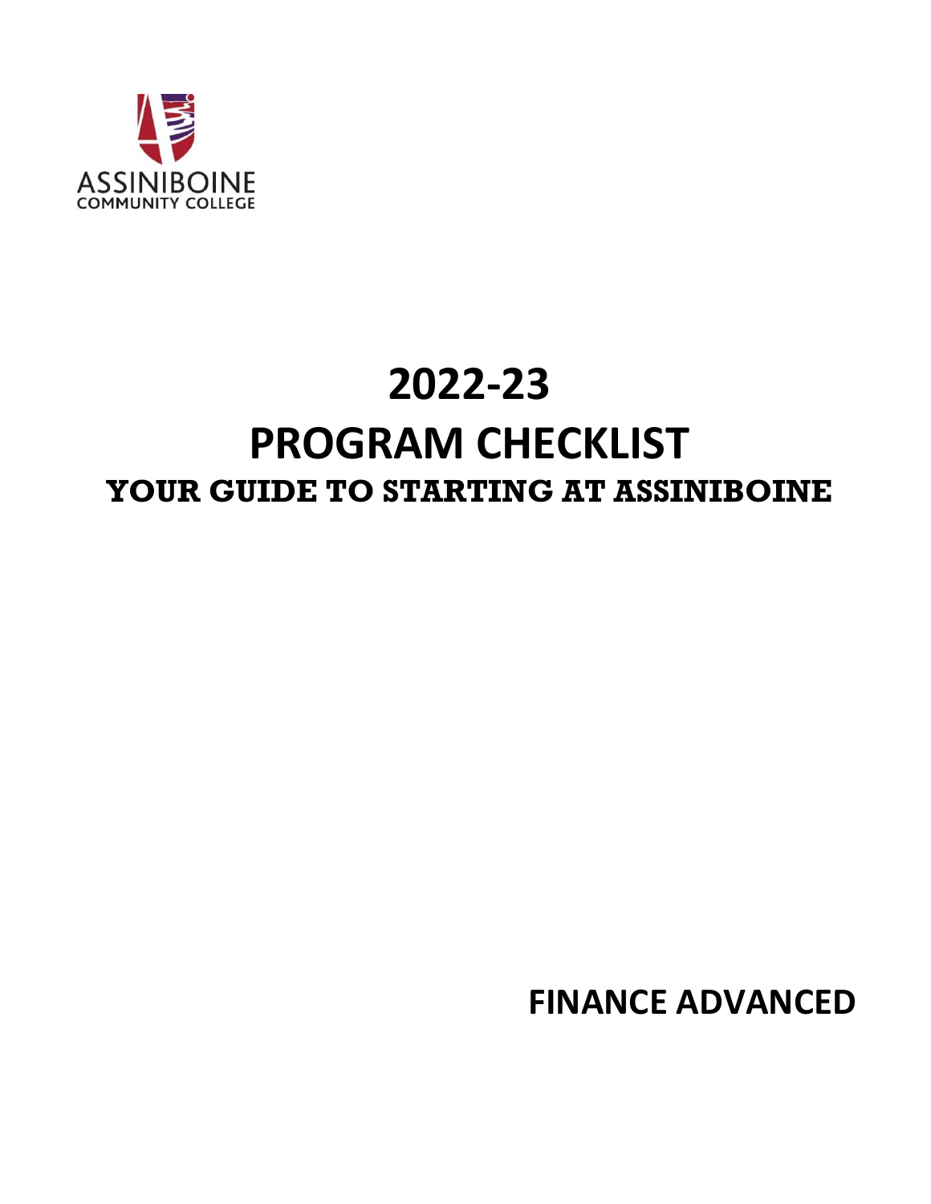ASSINIBOINE
COMMUNITY COLLEGE

# 2022-23
# PROGRAM CHECKLIST
## YOUR GUIDE TO STARTING AT ASSINIBOINE

**FINANCE ADVANCED**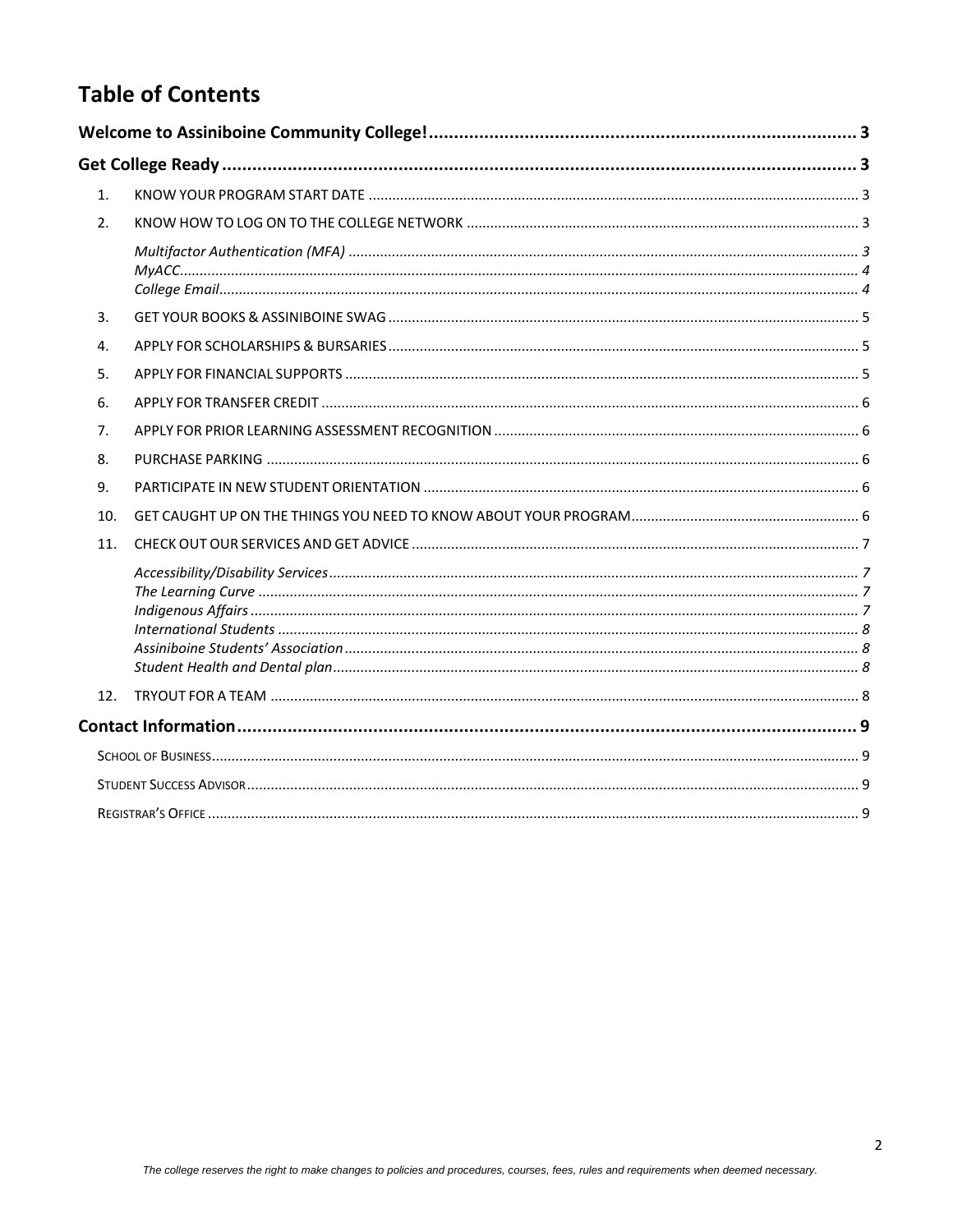# Table of Contents

**Welcome to Assiniboine Community College!** ..... 3

**Get College Ready** ..... 3

1. KNOW YOUR PROGRAM START DATE ..... 3
2. KNOW HOW TO LOG ON TO THE COLLEGE NETWORK ..... 3
   - *Multifactor Authentication (MFA)* ..... 3
   - *MyACC* ..... 4
   - *College Email* ..... 4
3. GET YOUR BOOKS & ASSINIBOINE SWAG ..... 5
4. APPLY FOR SCHOLARSHIPS & BURSARIES ..... 5
5. APPLY FOR FINANCIAL SUPPORTS ..... 5
6. APPLY FOR TRANSFER CREDIT ..... 6
7. APPLY FOR PRIOR LEARNING ASSESSMENT RECOGNITION ..... 6
8. PURCHASE PARKING ..... 6
9. PARTICIPATE IN NEW STUDENT ORIENTATION ..... 6
10. GET CAUGHT UP ON THE THINGS YOU NEED TO KNOW ABOUT YOUR PROGRAM ..... 6
11. CHECK OUT OUR SERVICES AND GET ADVICE ..... 7
    - *Accessibility/Disability Services* ..... 7
    - *The Learning Curve* ..... 7
    - *Indigenous Affairs* ..... 7
    - *International Students* ..... 8
    - *Assiniboine Students' Association* ..... 8
    - *Student Health and Dental plan* ..... 8
12. TRYOUT FOR A TEAM ..... 8

**Contact Information** ..... 9

- SCHOOL OF BUSINESS ..... 9
- STUDENT SUCCESS ADVISOR ..... 9
- REGISTRAR'S OFFICE ..... 9

*The college reserves the right to make changes to policies and procedures, courses, fees, rules and requirements when deemed necessary.*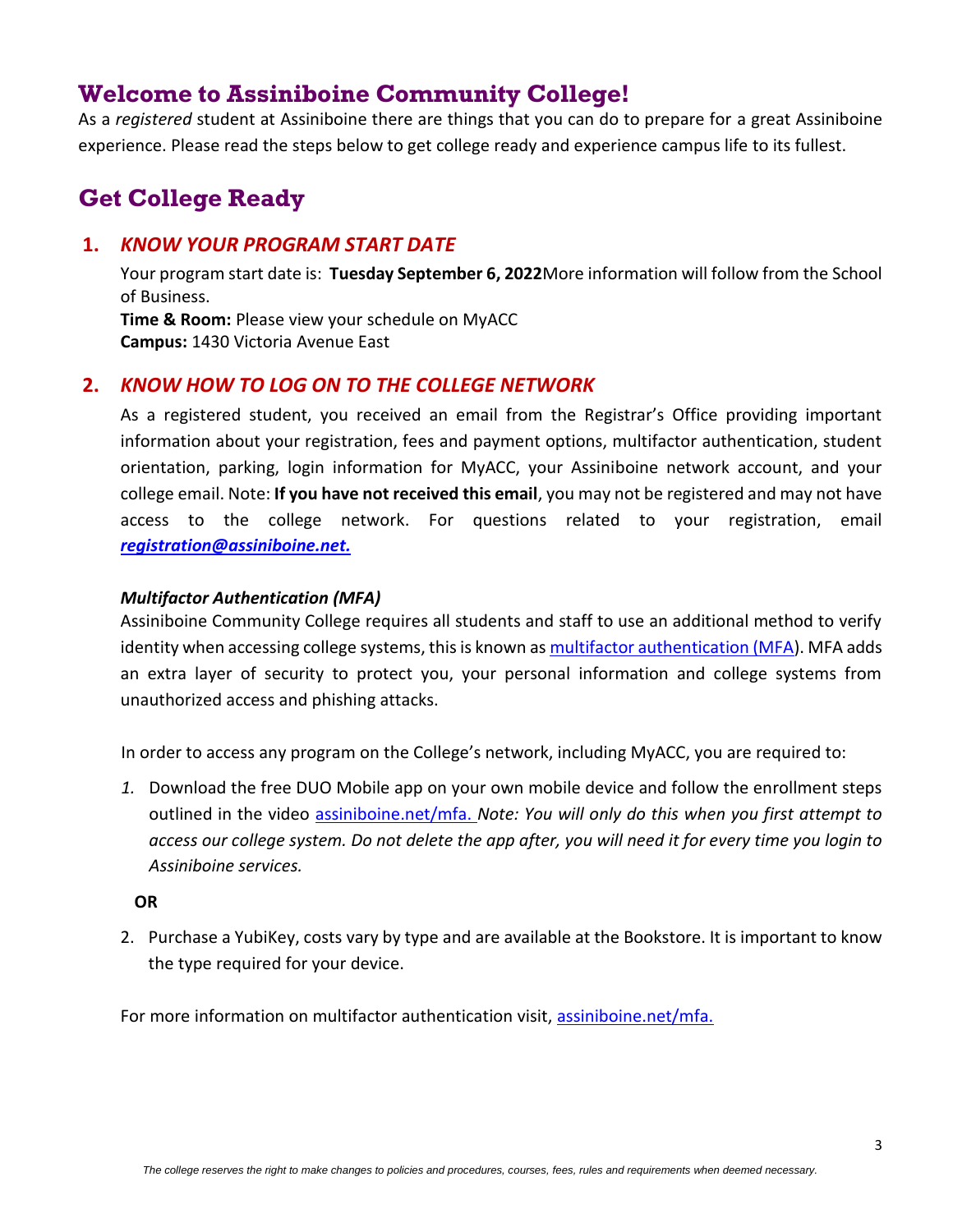## Welcome to Assiniboine Community College!

As a *registered* student at Assiniboine there are things that you can do to prepare for a great Assiniboine experience. Please read the steps below to get college ready and experience campus life to its fullest.

## Get College Ready

### 1. *KNOW YOUR PROGRAM START DATE*

Your program start date is: **Tuesday September 6, 2022**More information will follow from the School of Business.
**Time & Room:** Please view your schedule on MyACC
**Campus:** 1430 Victoria Avenue East

### 2. *KNOW HOW TO LOG ON TO THE COLLEGE NETWORK*

As a registered student, you received an email from the Registrar's Office providing important information about your registration, fees and payment options, multifactor authentication, student orientation, parking, login information for MyACC, your Assiniboine network account, and your college email. Note: **If you have not received this email**, you may not be registered and may not have access to the college network. For questions related to your registration, email ***registration@assiniboine.net.***

***Multifactor Authentication (MFA)***

Assiniboine Community College requires all students and staff to use an additional method to verify identity when accessing college systems, this is known as multifactor authentication (MFA). MFA adds an extra layer of security to protect you, your personal information and college systems from unauthorized access and phishing attacks.

In order to access any program on the College's network, including MyACC, you are required to:

1. Download the free DUO Mobile app on your own mobile device and follow the enrollment steps outlined in the video assiniboine.net/mfa. *Note: You will only do this when you first attempt to access our college system. Do not delete the app after, you will need it for every time you login to Assiniboine services.*

**OR**

2. Purchase a YubiKey, costs vary by type and are available at the Bookstore. It is important to know the type required for your device.

For more information on multifactor authentication visit, assiniboine.net/mfa.

*The college reserves the right to make changes to policies and procedures, courses, fees, rules and requirements when deemed necessary.*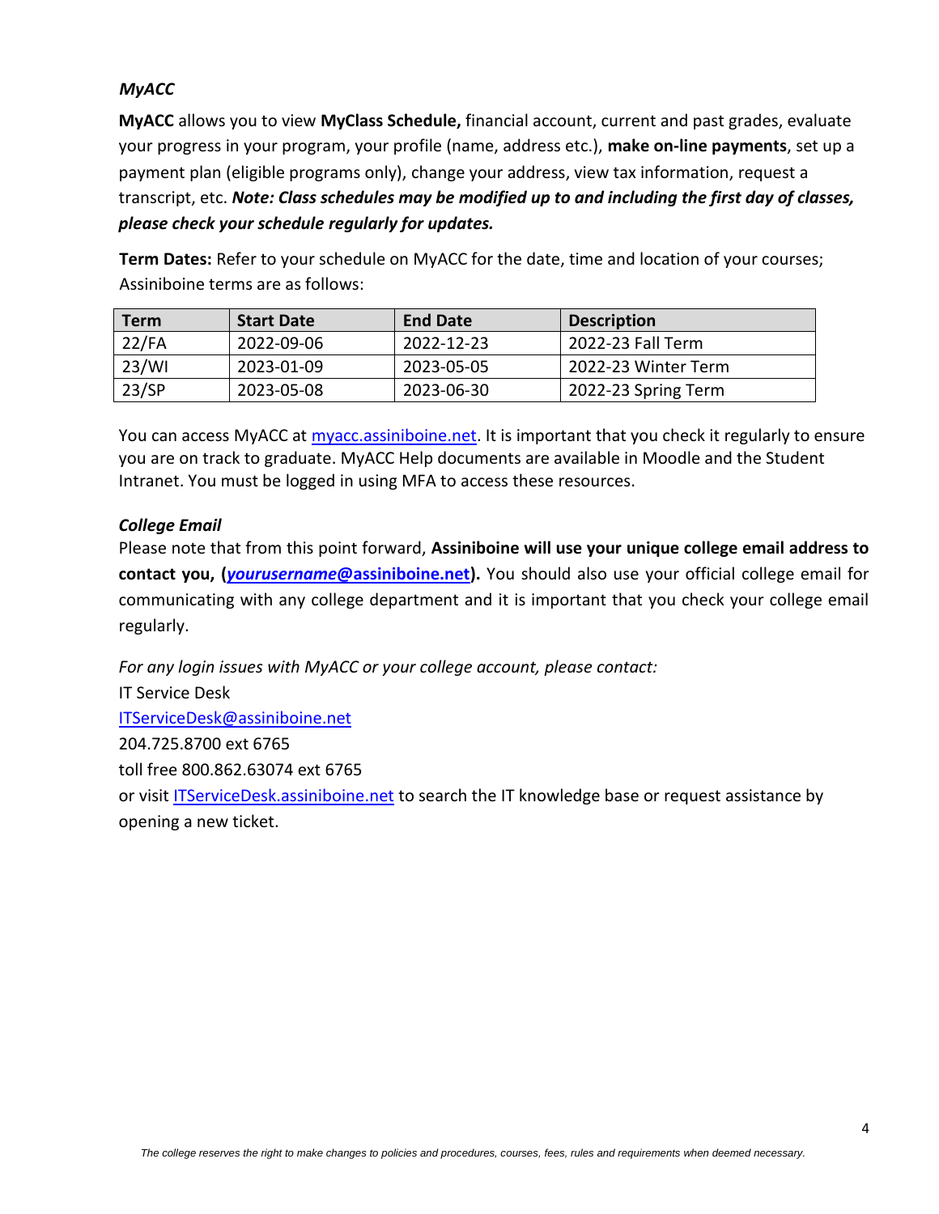### *MyACC*

**MyACC** allows you to view **MyClass Schedule,** financial account, current and past grades, evaluate your progress in your program, your profile (name, address etc.), **make on-line payments**, set up a payment plan (eligible programs only), change your address, view tax information, request a transcript, etc. ***Note: Class schedules may be modified up to and including the first day of classes, please check your schedule regularly for updates.***

**Term Dates:** Refer to your schedule on MyACC for the date, time and location of your courses; Assiniboine terms are as follows:

| Term | Start Date | End Date | Description |
|---|---|---|---|
| 22/FA | 2022-09-06 | 2022-12-23 | 2022-23 Fall Term |
| 23/WI | 2023-01-09 | 2023-05-05 | 2022-23 Winter Term |
| 23/SP | 2023-05-08 | 2023-06-30 | 2022-23 Spring Term |

You can access MyACC at myacc.assiniboine.net. It is important that you check it regularly to ensure you are on track to graduate. MyACC Help documents are available in Moodle and the Student Intranet. You must be logged in using MFA to access these resources.

### *College Email*

Please note that from this point forward, **Assiniboine will use your unique college email address to contact you, (*yourusername*@assiniboine.net).** You should also use your official college email for communicating with any college department and it is important that you check your college email regularly.

*For any login issues with MyACC or your college account, please contact:*

IT Service Desk

ITServiceDesk@assiniboine.net

204.725.8700 ext 6765

toll free 800.862.63074 ext 6765

or visit ITServiceDesk.assiniboine.net to search the IT knowledge base or request assistance by opening a new ticket.

*The college reserves the right to make changes to policies and procedures, courses, fees, rules and requirements when deemed necessary.*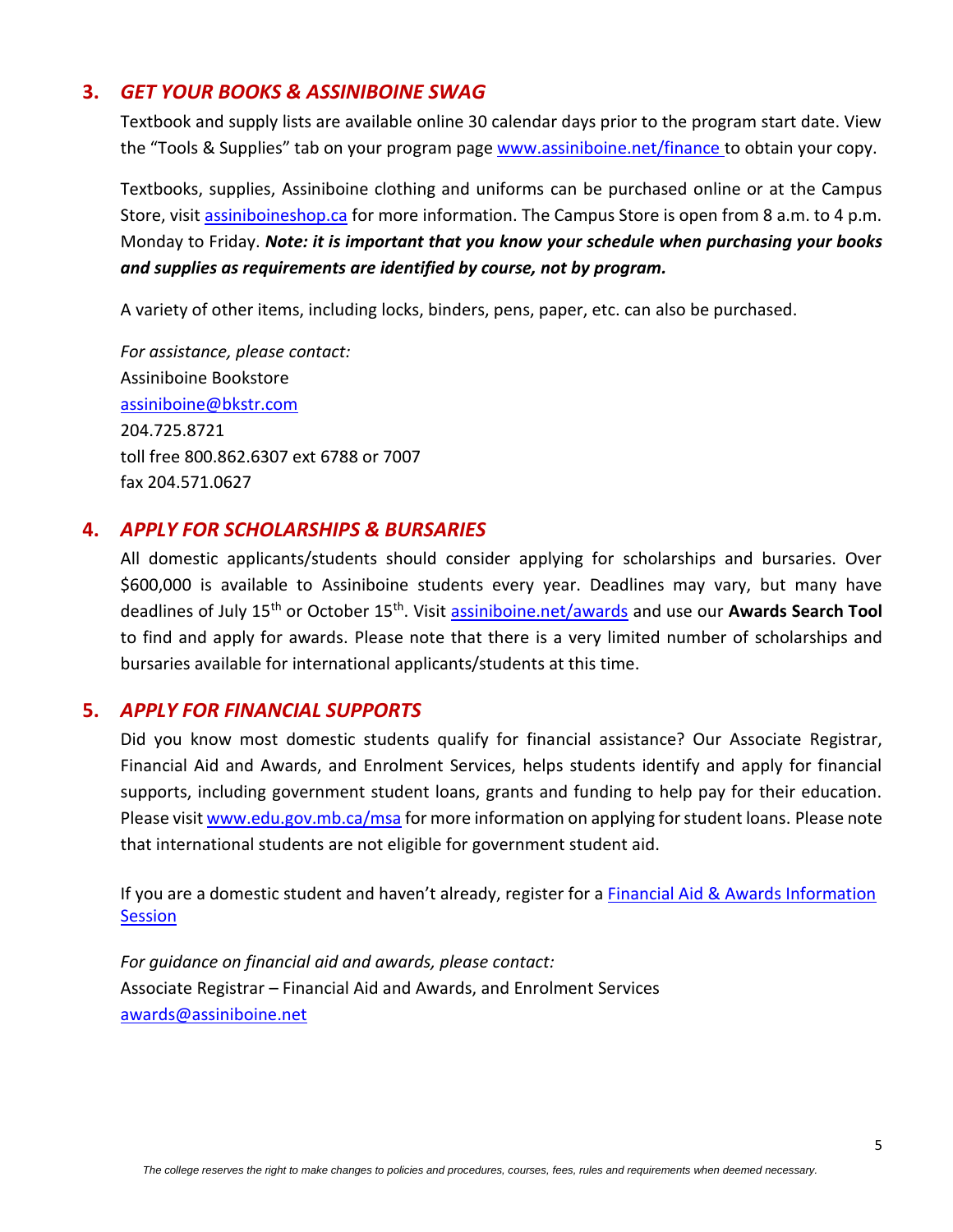## 3. *GET YOUR BOOKS & ASSINIBOINE SWAG*

Textbook and supply lists are available online 30 calendar days prior to the program start date. View the "Tools & Supplies" tab on your program page [www.assiniboine.net/finance](www.assiniboine.net/finance) to obtain your copy.

Textbooks, supplies, Assiniboine clothing and uniforms can be purchased online or at the Campus Store, visit [assiniboineshop.ca](assiniboineshop.ca) for more information. The Campus Store is open from 8 a.m. to 4 p.m. Monday to Friday. ***Note: it is important that you know your schedule when purchasing your books and supplies as requirements are identified by course, not by program.***

A variety of other items, including locks, binders, pens, paper, etc. can also be purchased.

*For assistance, please contact:*
Assiniboine Bookstore
[assiniboine@bkstr.com](mailto:assiniboine@bkstr.com)
204.725.8721
toll free 800.862.6307 ext 6788 or 7007
fax 204.571.0627

## 4. *APPLY FOR SCHOLARSHIPS & BURSARIES*

All domestic applicants/students should consider applying for scholarships and bursaries. Over $600,000 is available to Assiniboine students every year. Deadlines may vary, but many have deadlines of July 15th or October 15th. Visit [assiniboine.net/awards](assiniboine.net/awards) and use our **Awards Search Tool** to find and apply for awards. Please note that there is a very limited number of scholarships and bursaries available for international applicants/students at this time.

## 5. *APPLY FOR FINANCIAL SUPPORTS*

Did you know most domestic students qualify for financial assistance? Our Associate Registrar, Financial Aid and Awards, and Enrolment Services, helps students identify and apply for financial supports, including government student loans, grants and funding to help pay for their education. Please visit [www.edu.gov.mb.ca/msa](www.edu.gov.mb.ca/msa) for more information on applying for student loans. Please note that international students are not eligible for government student aid.

If you are a domestic student and haven't already, register for a Financial Aid & Awards Information Session

*For guidance on financial aid and awards, please contact:*
Associate Registrar – Financial Aid and Awards, and Enrolment Services
[awards@assiniboine.net](mailto:awards@assiniboine.net)

*The college reserves the right to make changes to policies and procedures, courses, fees, rules and requirements when deemed necessary.*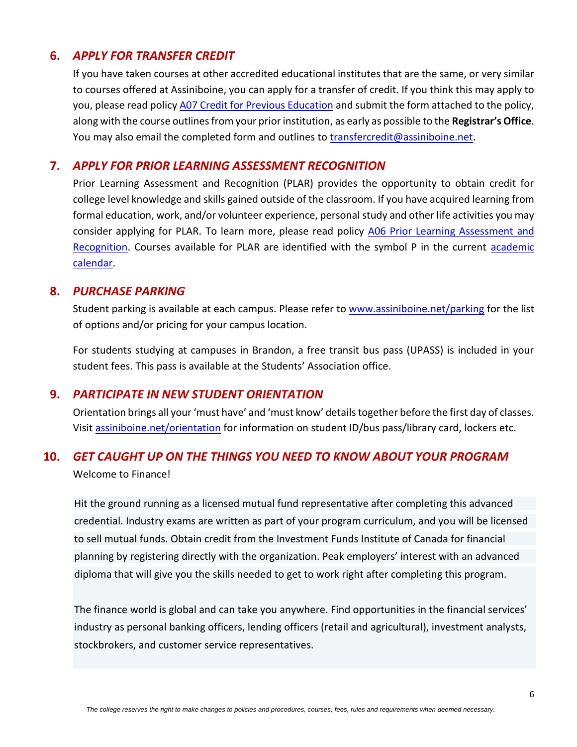## 6. *APPLY FOR TRANSFER CREDIT*

If you have taken courses at other accredited educational institutes that are the same, or very similar to courses offered at Assiniboine, you can apply for a transfer of credit. If you think this may apply to you, please read policy A07 Credit for Previous Education and submit the form attached to the policy, along with the course outlines from your prior institution, as early as possible to the **Registrar's Office**. You may also email the completed form and outlines to transfercredit@assiniboine.net.

## 7. *APPLY FOR PRIOR LEARNING ASSESSMENT RECOGNITION*

Prior Learning Assessment and Recognition (PLAR) provides the opportunity to obtain credit for college level knowledge and skills gained outside of the classroom. If you have acquired learning from formal education, work, and/or volunteer experience, personal study and other life activities you may consider applying for PLAR. To learn more, please read policy A06 Prior Learning Assessment and Recognition. Courses available for PLAR are identified with the symbol P in the current academic calendar.

## 8. *PURCHASE PARKING*

Student parking is available at each campus. Please refer to www.assiniboine.net/parking for the list of options and/or pricing for your campus location.

For students studying at campuses in Brandon, a free transit bus pass (UPASS) is included in your student fees. This pass is available at the Students' Association office.

## 9. *PARTICIPATE IN NEW STUDENT ORIENTATION*

Orientation brings all your 'must have' and 'must know' details together before the first day of classes. Visit assiniboine.net/orientation for information on student ID/bus pass/library card, lockers etc.

## 10. *GET CAUGHT UP ON THE THINGS YOU NEED TO KNOW ABOUT YOUR PROGRAM*

Welcome to Finance!

Hit the ground running as a licensed mutual fund representative after completing this advanced credential. Industry exams are written as part of your program curriculum, and you will be licensed to sell mutual funds. Obtain credit from the Investment Funds Institute of Canada for financial planning by registering directly with the organization. Peak employers' interest with an advanced diploma that will give you the skills needed to get to work right after completing this program.

The finance world is global and can take you anywhere. Find opportunities in the financial services' industry as personal banking officers, lending officers (retail and agricultural), investment analysts, stockbrokers, and customer service representatives.

*The college reserves the right to make changes to policies and procedures, courses, fees, rules and requirements when deemed necessary.*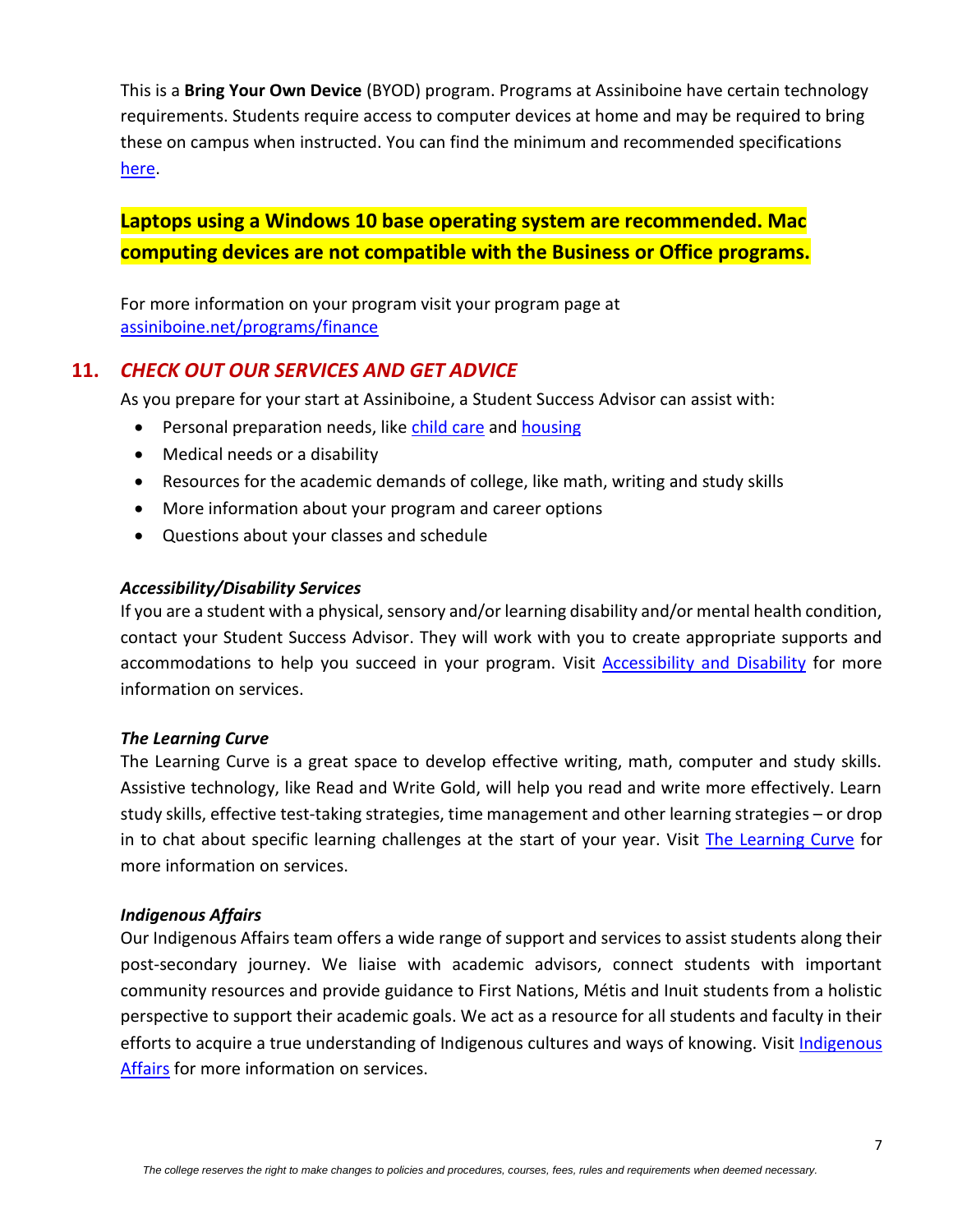This is a **Bring Your Own Device** (BYOD) program. Programs at Assiniboine have certain technology requirements. Students require access to computer devices at home and may be required to bring these on campus when instructed. You can find the minimum and recommended specifications [here](here).

**Laptops using a Windows 10 base operating system are recommended. Mac computing devices are not compatible with the Business or Office programs.**

For more information on your program visit your program page at [assiniboine.net/programs/finance](assiniboine.net/programs/finance)

## 11. *CHECK OUT OUR SERVICES AND GET ADVICE*

As you prepare for your start at Assiniboine, a Student Success Advisor can assist with:

- Personal preparation needs, like child care and housing
- Medical needs or a disability
- Resources for the academic demands of college, like math, writing and study skills
- More information about your program and career options
- Questions about your classes and schedule

### *Accessibility/Disability Services*

If you are a student with a physical, sensory and/or learning disability and/or mental health condition, contact your Student Success Advisor. They will work with you to create appropriate supports and accommodations to help you succeed in your program. Visit Accessibility and Disability for more information on services.

### *The Learning Curve*

The Learning Curve is a great space to develop effective writing, math, computer and study skills. Assistive technology, like Read and Write Gold, will help you read and write more effectively. Learn study skills, effective test-taking strategies, time management and other learning strategies – or drop in to chat about specific learning challenges at the start of your year. Visit The Learning Curve for more information on services.

### *Indigenous Affairs*

Our Indigenous Affairs team offers a wide range of support and services to assist students along their post-secondary journey. We liaise with academic advisors, connect students with important community resources and provide guidance to First Nations, Métis and Inuit students from a holistic perspective to support their academic goals. We act as a resource for all students and faculty in their efforts to acquire a true understanding of Indigenous cultures and ways of knowing. Visit Indigenous Affairs for more information on services.

*The college reserves the right to make changes to policies and procedures, courses, fees, rules and requirements when deemed necessary.*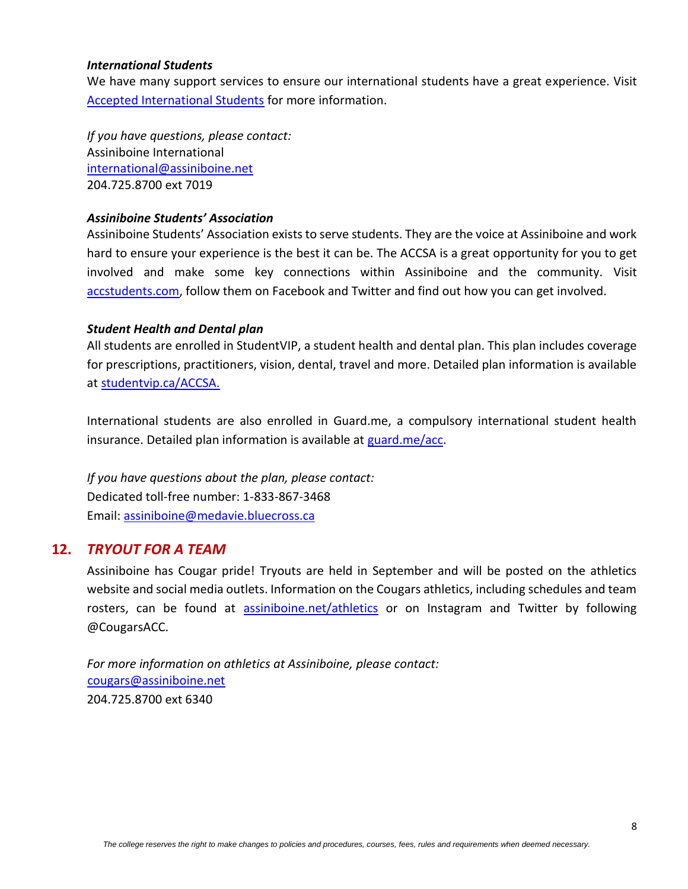***International Students***

We have many support services to ensure our international students have a great experience. Visit [Accepted International Students](#) for more information.

*If you have questions, please contact:*
Assiniboine International
international@assiniboine.net
204.725.8700 ext 7019

***Assiniboine Students' Association***

Assiniboine Students' Association exists to serve students. They are the voice at Assiniboine and work hard to ensure your experience is the best it can be. The ACCSA is a great opportunity for you to get involved and make some key connections within Assiniboine and the community. Visit accstudents.com, follow them on Facebook and Twitter and find out how you can get involved.

***Student Health and Dental plan***

All students are enrolled in StudentVIP, a student health and dental plan. This plan includes coverage for prescriptions, practitioners, vision, dental, travel and more. Detailed plan information is available at studentvip.ca/ACCSA.

International students are also enrolled in Guard.me, a compulsory international student health insurance. Detailed plan information is available at guard.me/acc.

*If you have questions about the plan, please contact:*
Dedicated toll-free number: 1-833-867-3468
Email: assiniboine@medavie.bluecross.ca

## 12. *TRYOUT FOR A TEAM*

Assiniboine has Cougar pride! Tryouts are held in September and will be posted on the athletics website and social media outlets. Information on the Cougars athletics, including schedules and team rosters, can be found at assiniboine.net/athletics or on Instagram and Twitter by following @CougarsACC.

*For more information on athletics at Assiniboine, please contact:*
cougars@assiniboine.net
204.725.8700 ext 6340

*The college reserves the right to make changes to policies and procedures, courses, fees, rules and requirements when deemed necessary.*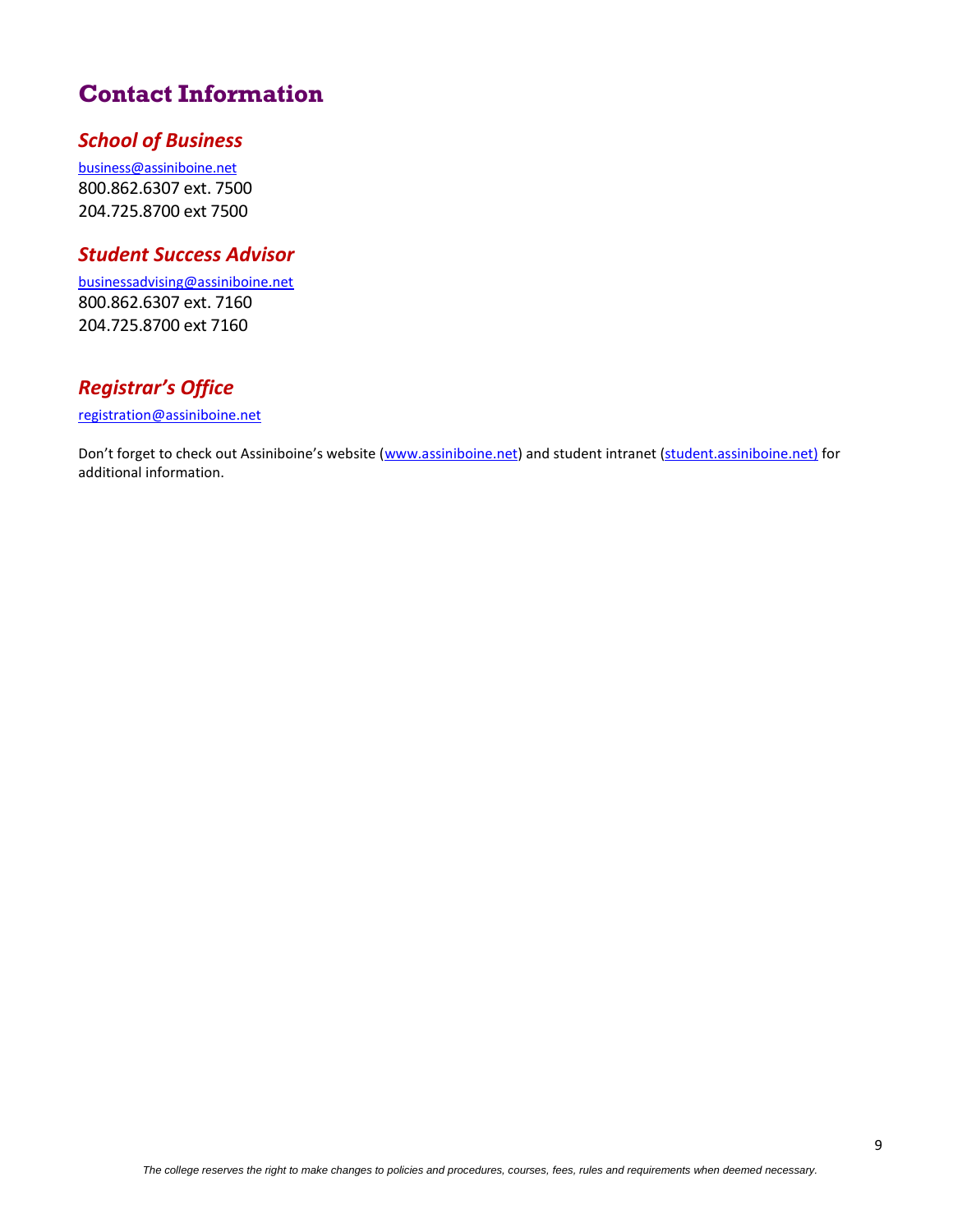# Contact Information

## *School of Business*

business@assiniboine.net
800.862.6307 ext. 7500
204.725.8700 ext 7500

## *Student Success Advisor*

businessadvising@assiniboine.net
800.862.6307 ext. 7160
204.725.8700 ext 7160

## *Registrar's Office*

registration@assiniboine.net

Don't forget to check out Assiniboine's website (www.assiniboine.net) and student intranet (student.assiniboine.net) for additional information.

*The college reserves the right to make changes to policies and procedures, courses, fees, rules and requirements when deemed necessary.*